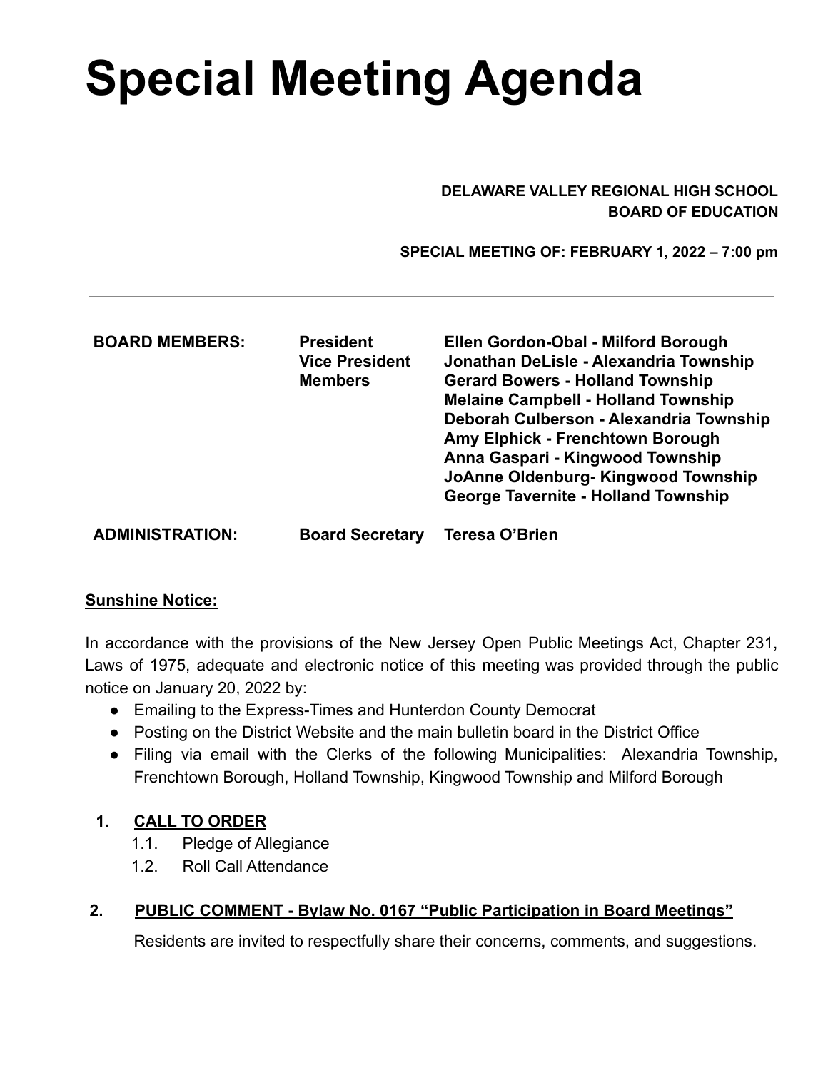# Special Meeting Agenda

**DELAWARE VALLEY REGIONAL HIGH SCHOOL**
**BOARD OF EDUCATION**

**SPECIAL MEETING OF: FEBRUARY 1, 2022 – 7:00 pm**

---

| | | |
|---|---|---|
| **BOARD MEMBERS:** | **President** | **Ellen Gordon-Obal - Milford Borough** |
| | **Vice President** | **Jonathan DeLisle - Alexandria Township** |
| | **Members** | **Gerard Bowers - Holland Township** |
| | | **Melaine Campbell - Holland Township** |
| | | **Deborah Culberson - Alexandria Township** |
| | | **Amy Elphick - Frenchtown Borough** |
| | | **Anna Gaspari - Kingwood Township** |
| | | **JoAnne Oldenburg- Kingwood Township** |
| | | **George Tavernite - Holland Township** |
| **ADMINISTRATION:** | **Board Secretary** | **Teresa O'Brien** |

**Sunshine Notice:**

In accordance with the provisions of the New Jersey Open Public Meetings Act, Chapter 231, Laws of 1975, adequate and electronic notice of this meeting was provided through the public notice on January 20, 2022 by:

- Emailing to the Express-Times and Hunterdon County Democrat
- Posting on the District Website and the main bulletin board in the District Office
- Filing via email with the Clerks of the following Municipalities: Alexandria Township, Frenchtown Borough, Holland Township, Kingwood Township and Milford Borough

1. **CALL TO ORDER**
    1.1. Pledge of Allegiance
    1.2. Roll Call Attendance

2. **PUBLIC COMMENT - Bylaw No. 0167 "Public Participation in Board Meetings"**

    Residents are invited to respectfully share their concerns, comments, and suggestions.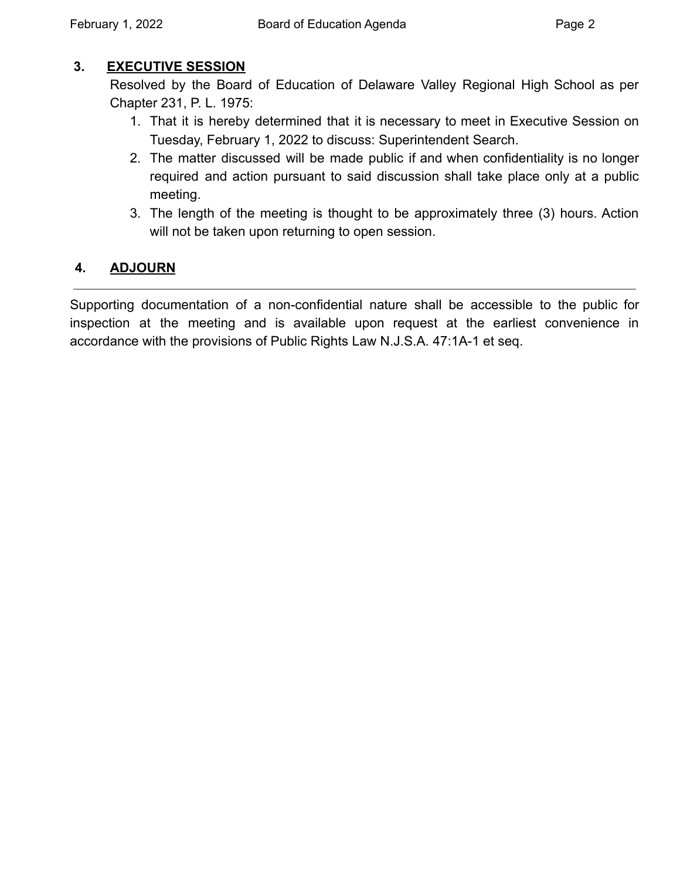**3. <u>EXECUTIVE SESSION</u>**

Resolved by the Board of Education of Delaware Valley Regional High School as per Chapter 231, P. L. 1975:

1. That it is hereby determined that it is necessary to meet in Executive Session on Tuesday, February 1, 2022 to discuss: Superintendent Search.
2. The matter discussed will be made public if and when confidentiality is no longer required and action pursuant to said discussion shall take place only at a public meeting.
3. The length of the meeting is thought to be approximately three (3) hours. Action will not be taken upon returning to open session.

**4. <u>ADJOURN</u>**

---

Supporting documentation of a non-confidential nature shall be accessible to the public for inspection at the meeting and is available upon request at the earliest convenience in accordance with the provisions of Public Rights Law N.J.S.A. 47:1A-1 et seq.